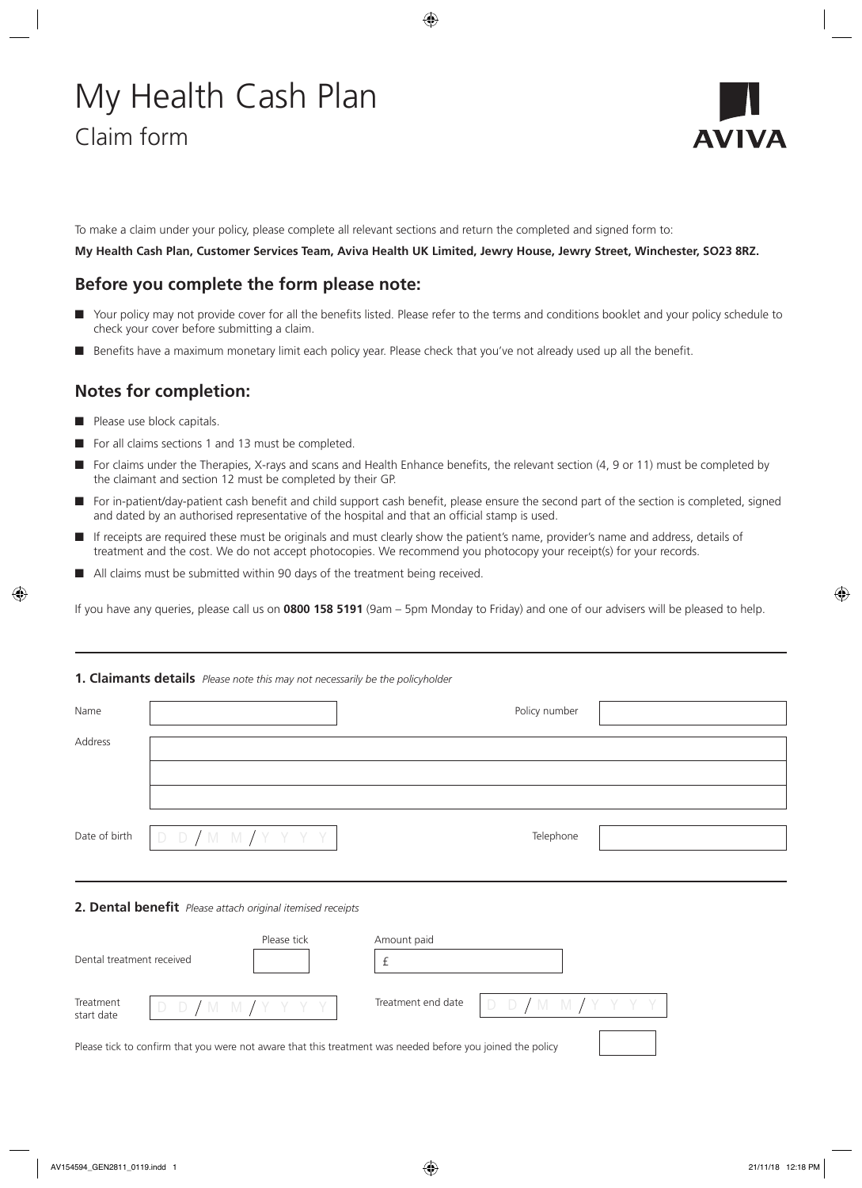# My Health Cash Plan

## Claim form

AVIVA

To make a claim under your policy, please complete all relevant sections and return the completed and signed form to:

**My Health Cash Plan, Customer Services Team, Aviva Health UK Limited, Jewry House, Jewry Street, Winchester, SO23 8RZ.**

## Before you complete the form please note:

- Your policy may not provide cover for all the benefits listed. Please refer to the terms and conditions booklet and your policy schedule to check your cover before submitting a claim.
- Benefits have a maximum monetary limit each policy year. Please check that you've not already used up all the benefit.

## Notes for completion:

- Please use block capitals.
- For all claims sections 1 and 13 must be completed.
- For claims under the Therapies, X-rays and scans and Health Enhance benefits, the relevant section (4, 9 or 11) must be completed by the claimant and section 12 must be completed by their GP.
- For in-patient/day-patient cash benefit and child support cash benefit, please ensure the second part of the section is completed, signed and dated by an authorised representative of the hospital and that an official stamp is used.
- If receipts are required these must be originals and must clearly show the patient's name, provider's name and address, details of treatment and the cost. We do not accept photocopies. We recommend you photocopy your receipt(s) for your records.
- All claims must be submitted within 90 days of the treatment being received.

If you have any queries, please call us on **0800 158 5191** (9am – 5pm Monday to Friday) and one of our advisers will be pleased to help.

### 1. Claimants details *Please note this may not necessarily be the policyholder*

| | | | |
|---|---|---|---|
| Name | | Policy number | |
| Address | | | |
| | | | |
| | | | |
| Date of birth | DD/MM/YYYY | Telephone | |

### 2. Dental benefit *Please attach original itemised receipts*

| | | | |
|---|---|---|---|
| Dental treatment received | Please tick ☐ | Amount paid | £ |
| Treatment start date | DD/MM/YYYY | Treatment end date | DD/MM/YYYY |

Please tick to confirm that you were not aware that this treatment was needed before you joined the policy ☐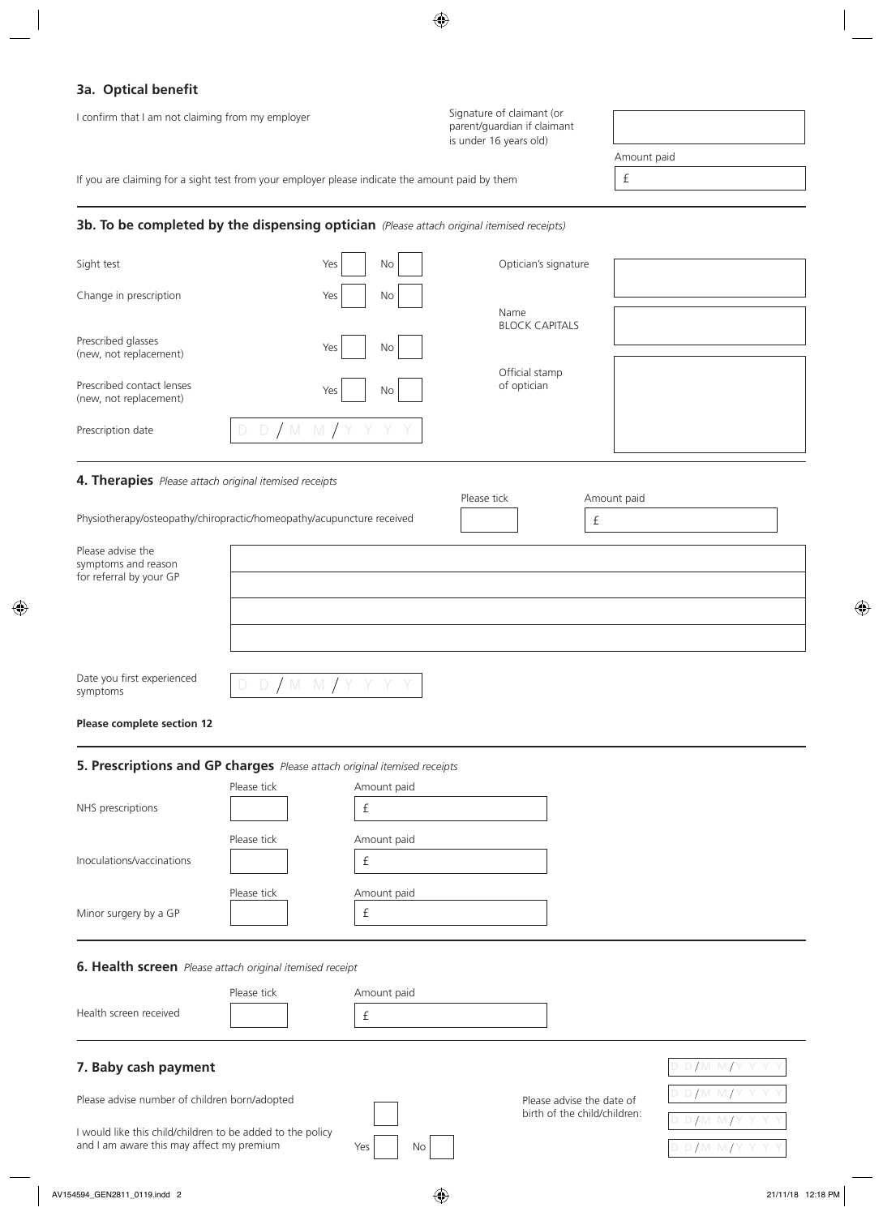## 3a. Optical benefit

I confirm that I am not claiming from my employer

Signature of claimant (or parent/guardian if claimant is under 16 years old)

Amount paid

If you are claiming for a sight test from your employer please indicate the amount paid by them £

## 3b. To be completed by the dispensing optician *(Please attach original itemised receipts)*

| | | |
|---|---|---|
| Sight test | Yes | No |
| Change in prescription | Yes | No |
| Prescribed glasses (new, not replacement) | Yes | No |
| Prescribed contact lenses (new, not replacement) | Yes | No |
| Prescription date | DD/MM/YYYY | |

Optician's signature

Name BLOCK CAPITALS

Official stamp of optician

## 4. Therapies *Please attach original itemised receipts*

| | Please tick | Amount paid |
|---|---|---|
| Physiotherapy/osteopathy/chiropractic/homeopathy/acupuncture received | | £ |

Please advise the symptoms and reason for referral by your GP

Date you first experienced symptoms DD/MM/YYYY

**Please complete section 12**

## 5. Prescriptions and GP charges *Please attach original itemised receipts*

| | Please tick | Amount paid |
|---|---|---|
| NHS prescriptions | | £ |
| Inoculations/vaccinations | | £ |
| Minor surgery by a GP | | £ |

## 6. Health screen *Please attach original itemised receipt*

| | Please tick | Amount paid |
|---|---|---|
| Health screen received | | £ |

## 7. Baby cash payment

Please advise number of children born/adopted

I would like this child/children to be added to the policy and I am aware this may affect my premium Yes No

Please advise the date of birth of the child/children:

DD/MM/YYYY

DD/MM/YYYY

DD/MM/YYYY

DD/MM/YYYY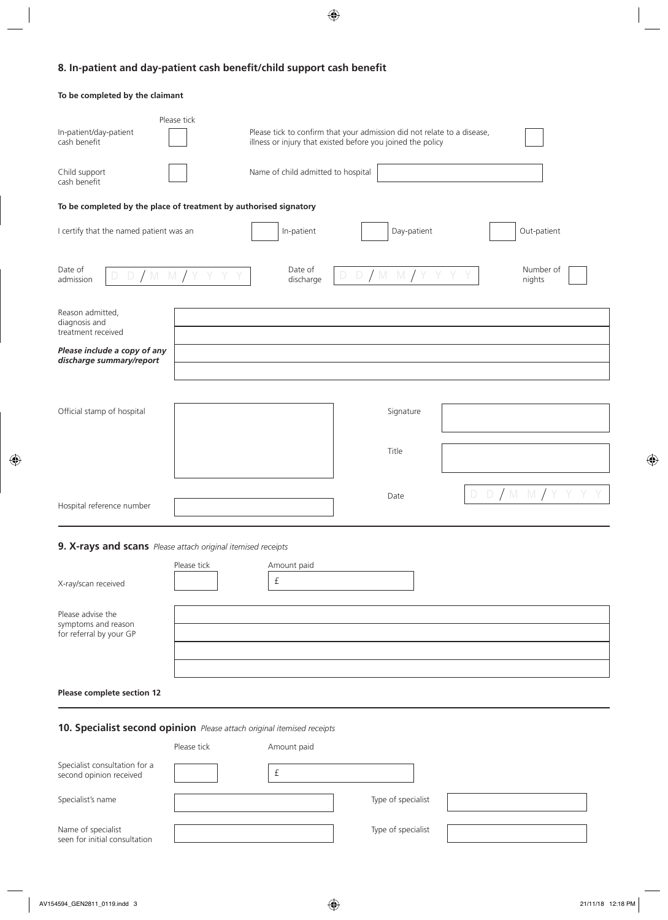## 8. In-patient and day-patient cash benefit/child support cash benefit

**To be completed by the claimant**

| | Please tick | | |
|---|---|---|---|
| In-patient/day-patient cash benefit | ☐ | Please tick to confirm that your admission did not relate to a disease, illness or injury that existed before you joined the policy | ☐ |
| Child support cash benefit | ☐ | Name of child admitted to hospital | |

**To be completed by the place of treatment by authorised signatory**

I certify that the named patient was an ☐ In-patient ☐ Day-patient ☐ Out-patient

Date of admission D D / M M / Y Y Y Y    Date of discharge D D / M M / Y Y Y Y    Number of nights

Reason admitted, diagnosis and treatment received

***Please include a copy of any discharge summary/report***

Official stamp of hospital

Signature

Title

Date D D / M M / Y Y Y Y

Hospital reference number

---

## 9. X-rays and scans *Please attach original itemised receipts*

| | Please tick | Amount paid |
|---|---|---|
| X-ray/scan received | ☐ | £ |

Please advise the symptoms and reason for referral by your GP

**Please complete section 12**

---

## 10. Specialist second opinion *Please attach original itemised receipts*

| | Please tick | Amount paid |
|---|---|---|
| Specialist consultation for a second opinion received | ☐ | £ |

Specialist's name    Type of specialist

Name of specialist seen for initial consultation    Type of specialist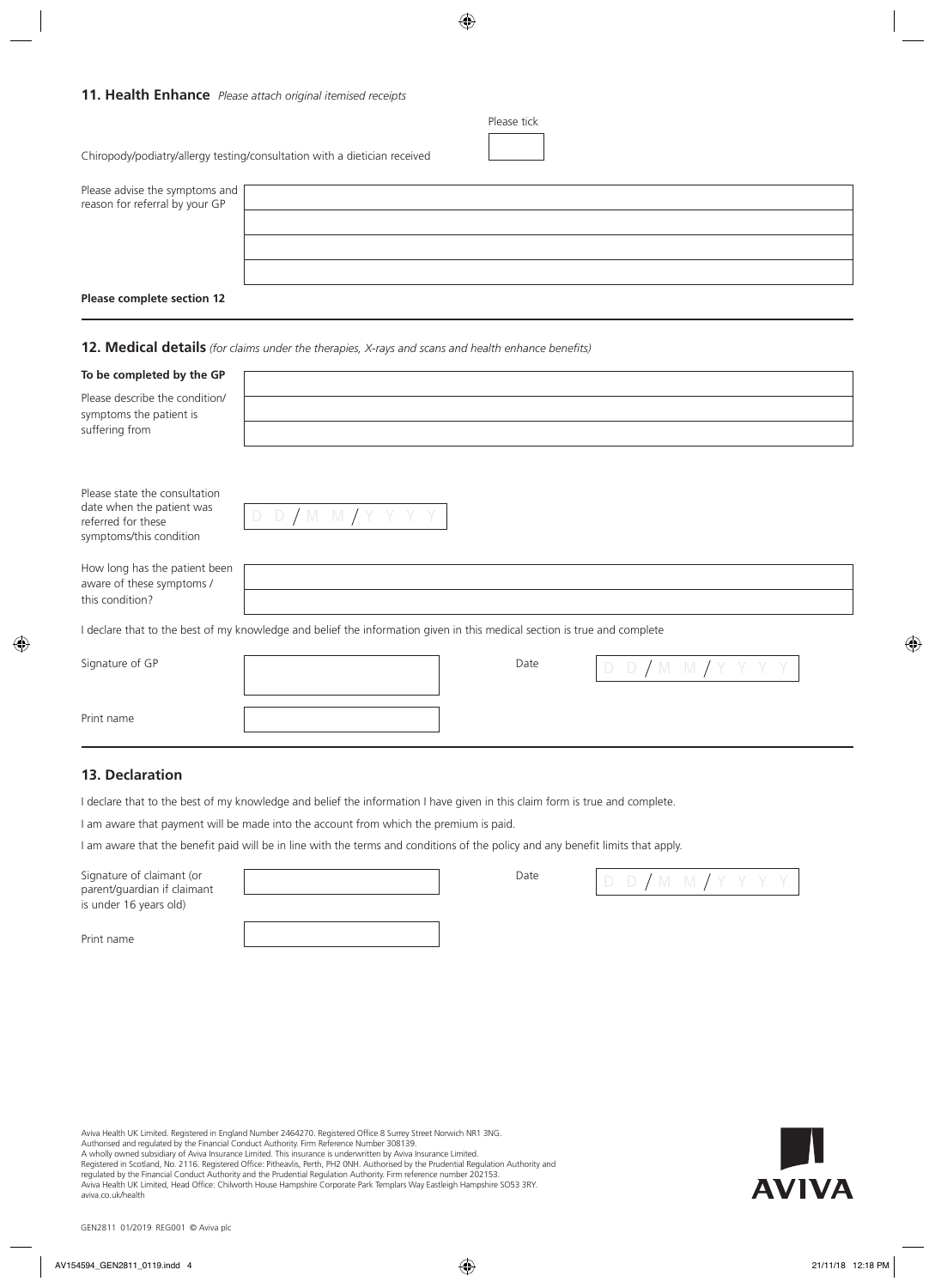## 11. Health Enhance *Please attach original itemised receipts*

Please tick

Chiropody/podiatry/allergy testing/consultation with a dietician received

Please advise the symptoms and reason for referral by your GP

**Please complete section 12**

## 12. Medical details *(for claims under the therapies, X-rays and scans and health enhance benefits)*

**To be completed by the GP**

Please describe the condition/ symptoms the patient is suffering from

Please state the consultation date when the patient was referred for these symptoms/this condition

D D / M M / Y Y Y Y

How long has the patient been aware of these symptoms / this condition?

I declare that to the best of my knowledge and belief the information given in this medical section is true and complete

Signature of GP

Date D D / M M / Y Y Y Y

Print name

## 13. Declaration

I declare that to the best of my knowledge and belief the information I have given in this claim form is true and complete.

I am aware that payment will be made into the account from which the premium is paid.

I am aware that the benefit paid will be in line with the terms and conditions of the policy and any benefit limits that apply.

Signature of claimant (or parent/guardian if claimant is under 16 years old)

Date D D / M M / Y Y Y Y

Print name

Aviva Health UK Limited. Registered in England Number 2464270. Registered Office 8 Surrey Street Norwich NR1 3NG.
Authorised and regulated by the Financial Conduct Authority. Firm Reference Number 308139.
A wholly owned subsidiary of Aviva Insurance Limited. This insurance is underwritten by Aviva Insurance Limited.
Registered in Scotland, No. 2116. Registered Office: Pitheavlis, Perth, PH2 0NH. Authorised by the Prudential Regulation Authority and regulated by the Financial Conduct Authority and the Prudential Regulation Authority. Firm reference number 202153.
Aviva Health UK Limited, Head Office: Chilworth House Hampshire Corporate Park Templars Way Eastleigh Hampshire SO53 3RY.
aviva.co.uk/health

AVIVA

GEN2811 01/2019 REG001 © Aviva plc